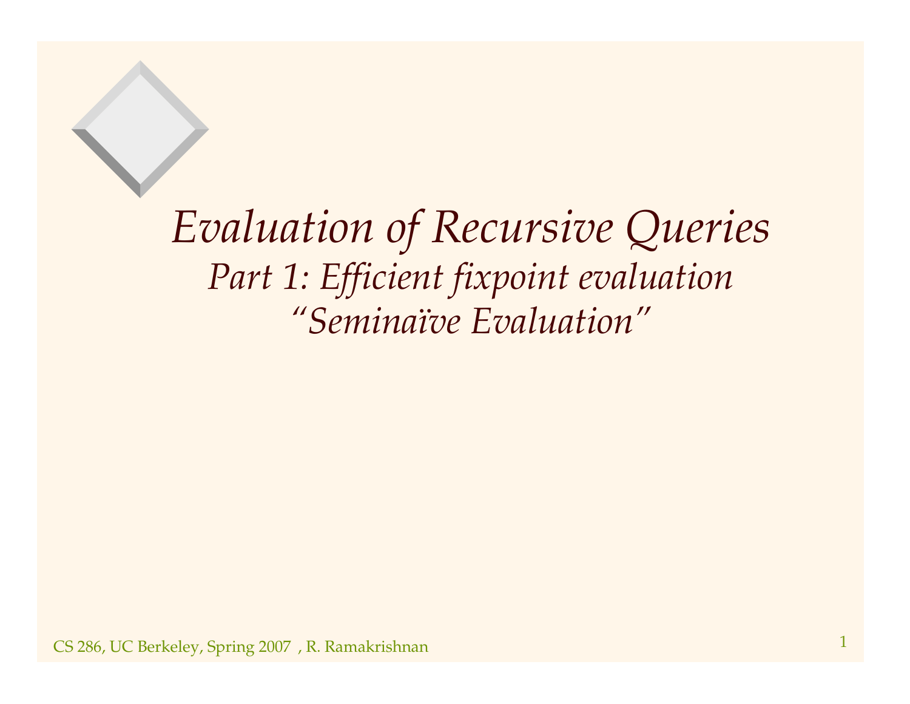# *Evaluation of Recursive Queries*

## *Part 1: Efficient fixpoint evaluation*

## *"Seminaïve Evaluation"*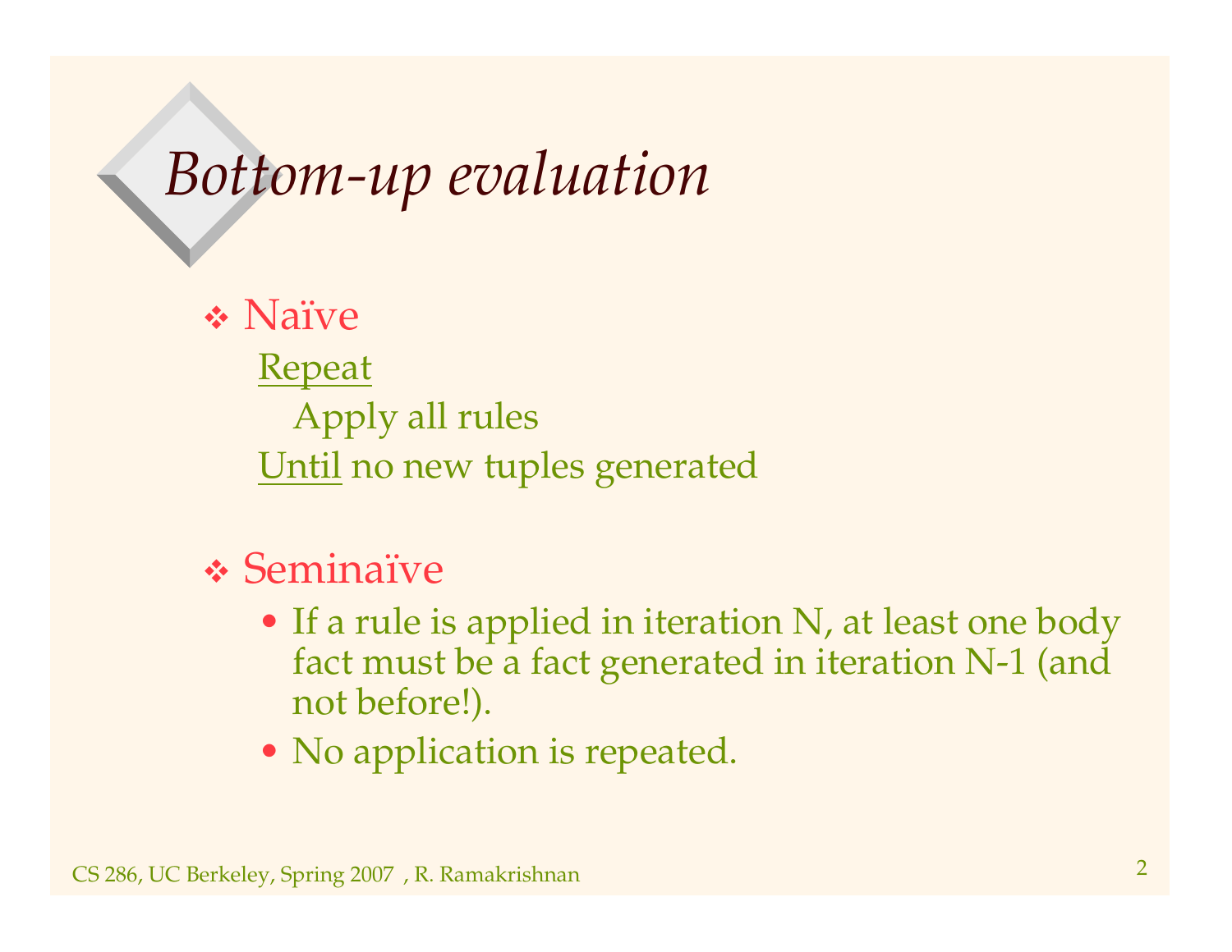# Bottom-up evaluation

- Naïve

  Repeat

  Apply all rules

  Until no new tuples generated

- Seminaïve
  - If a rule is applied in iteration N, at least one body fact must be a fact generated in iteration N-1 (and not before!).
  - No application is repeated.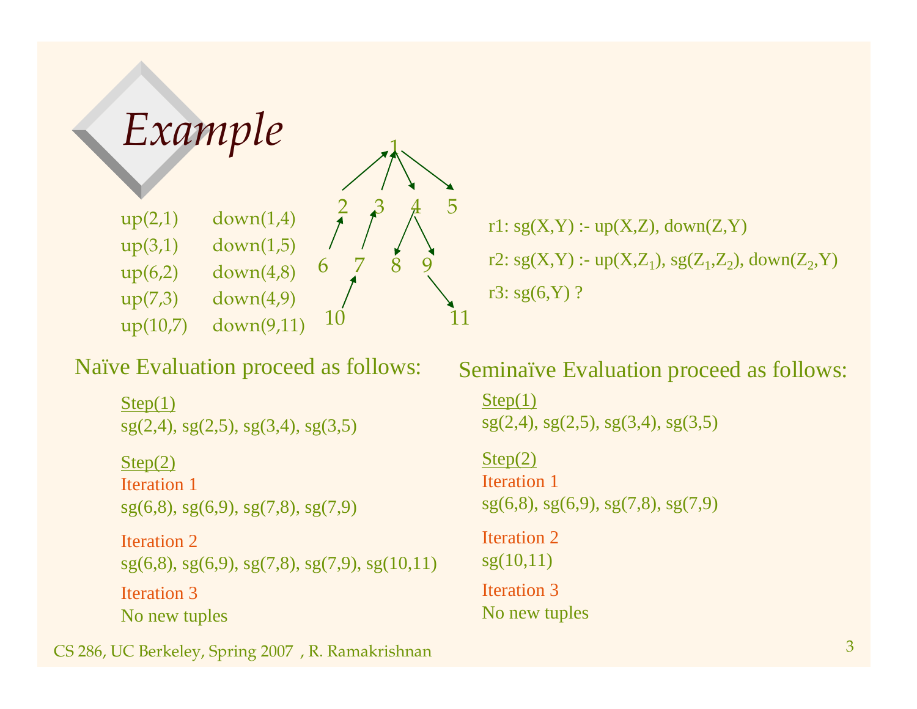# Example

| up | down |
|---|---|
| up(2,1) | down(1,4) |
| up(3,1) | down(1,5) |
| up(6,2) | down(4,8) |
| up(7,3) | down(4,9) |
| up(10,7) | down(9,11) |

r1: sg(X,Y) :- up(X,Z), down(Z,Y)

r2: sg(X,Y) :- up(X,$Z_1$), sg($Z_1$,$Z_2$), down($Z_2$,Y)

r3: sg(6,Y) ?

Naïve Evaluation proceed as follows:

Step(1)
sg(2,4), sg(2,5), sg(3,4), sg(3,5)

Step(2)
Iteration 1
sg(6,8), sg(6,9), sg(7,8), sg(7,9)

Iteration 2
sg(6,8), sg(6,9), sg(7,8), sg(7,9), sg(10,11)

Iteration 3
No new tuples

Seminaïve Evaluation proceed as follows:

Step(1)
sg(2,4), sg(2,5), sg(3,4), sg(3,5)

Step(2)
Iteration 1
sg(6,8), sg(6,9), sg(7,8), sg(7,9)

Iteration 2
sg(10,11)

Iteration 3
No new tuples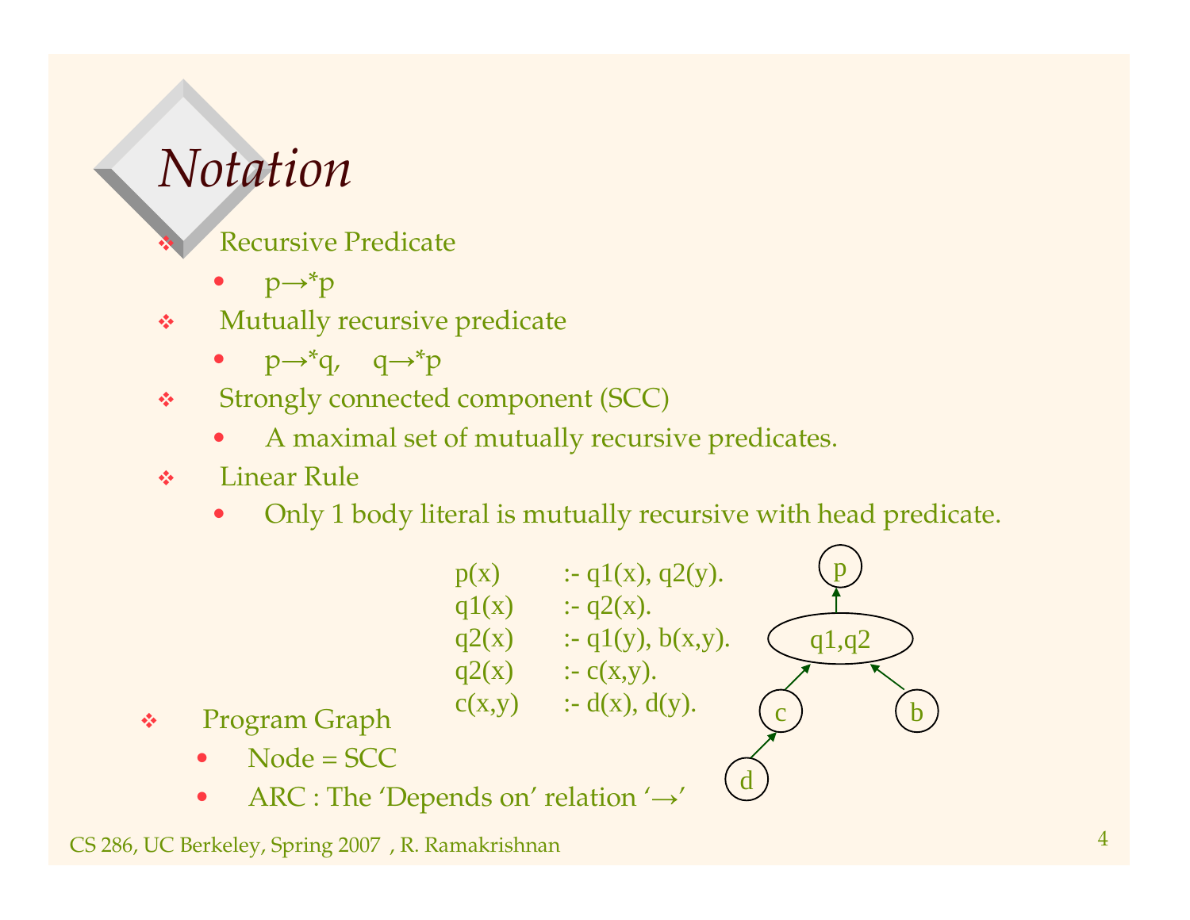# Notation

- Recursive Predicate
  - $p \rightarrow^* p$
- Mutually recursive predicate
  - $p \rightarrow^* q, \quad q \rightarrow^* p$
- Strongly connected component (SCC)
  - A maximal set of mutually recursive predicates.
- Linear Rule
  - Only 1 body literal is mutually recursive with head predicate.

```
p(x)      :- q1(x), q2(y).
q1(x)     :- q2(x).
q2(x)     :- q1(y), b(x,y).
q2(x)     :- c(x,y).
c(x,y)    :- d(x), d(y).
```

- Program Graph
  - Node = SCC
  - ARC : The 'Depends on' relation '→'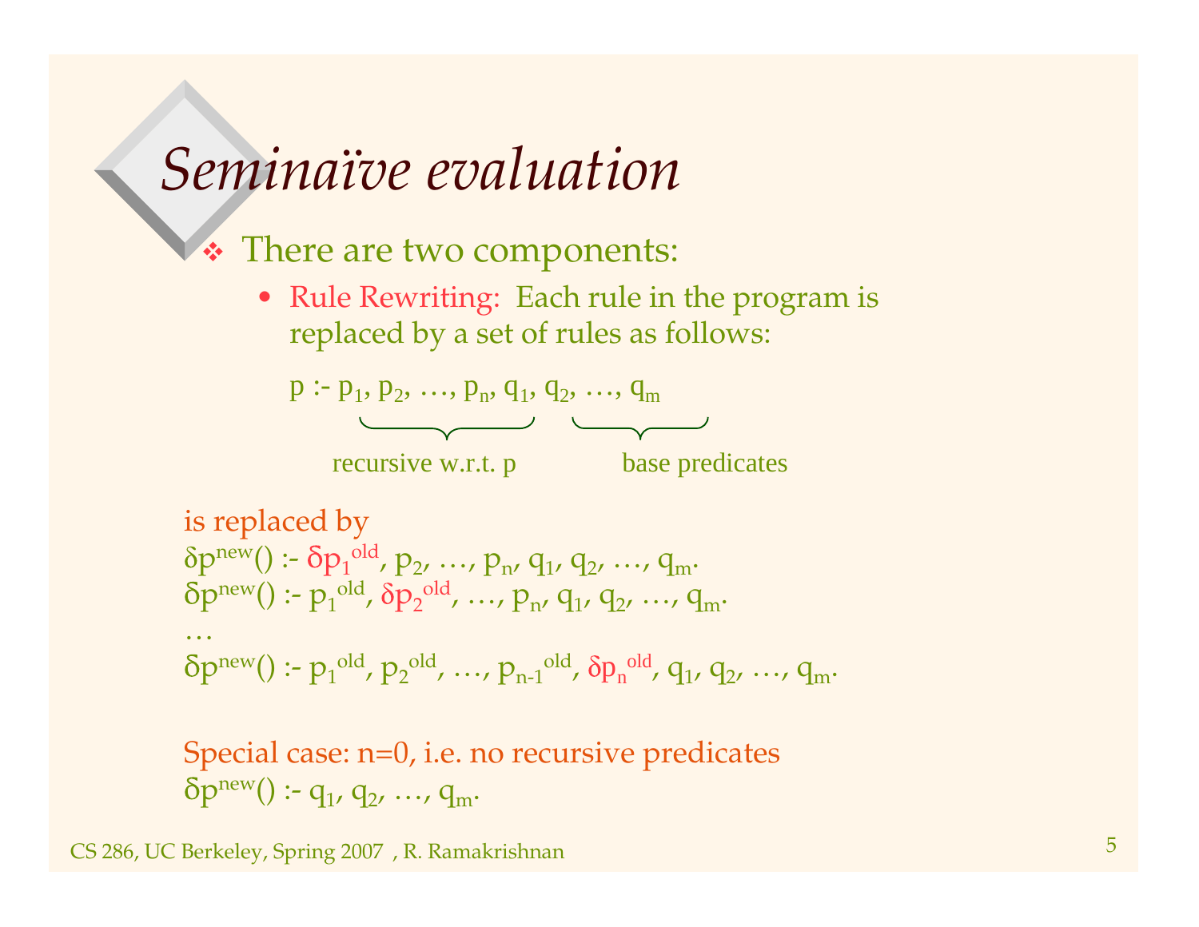# *Seminaïve evaluation*

- There are two components:
  - Rule Rewriting: Each rule in the program is replaced by a set of rules as follows:

$$p \text{ :- } \underbrace{p_1, p_2, \ldots, p_n}_{\text{recursive w.r.t. } p}, \underbrace{q_1, q_2, \ldots, q_m}_{\text{base predicates}}$$

is replaced by

$\delta p^{new}()$ :- $\delta p_1^{old}$, $p_2$, …, $p_n$, $q_1$, $q_2$, …, $q_m$.

$\delta p^{new}()$ :- $p_1^{old}$, $\delta p_2^{old}$, …, $p_n$, $q_1$, $q_2$, …, $q_m$.

…

$\delta p^{new}()$ :- $p_1^{old}$, $p_2^{old}$, …, $p_{n-1}^{old}$, $\delta p_n^{old}$, $q_1$, $q_2$, …, $q_m$.

Special case: n=0, i.e. no recursive predicates

$\delta p^{new}()$ :- $q_1$, $q_2$, …, $q_m$.

CS 286, UC Berkeley, Spring 2007 , R. Ramakrishnan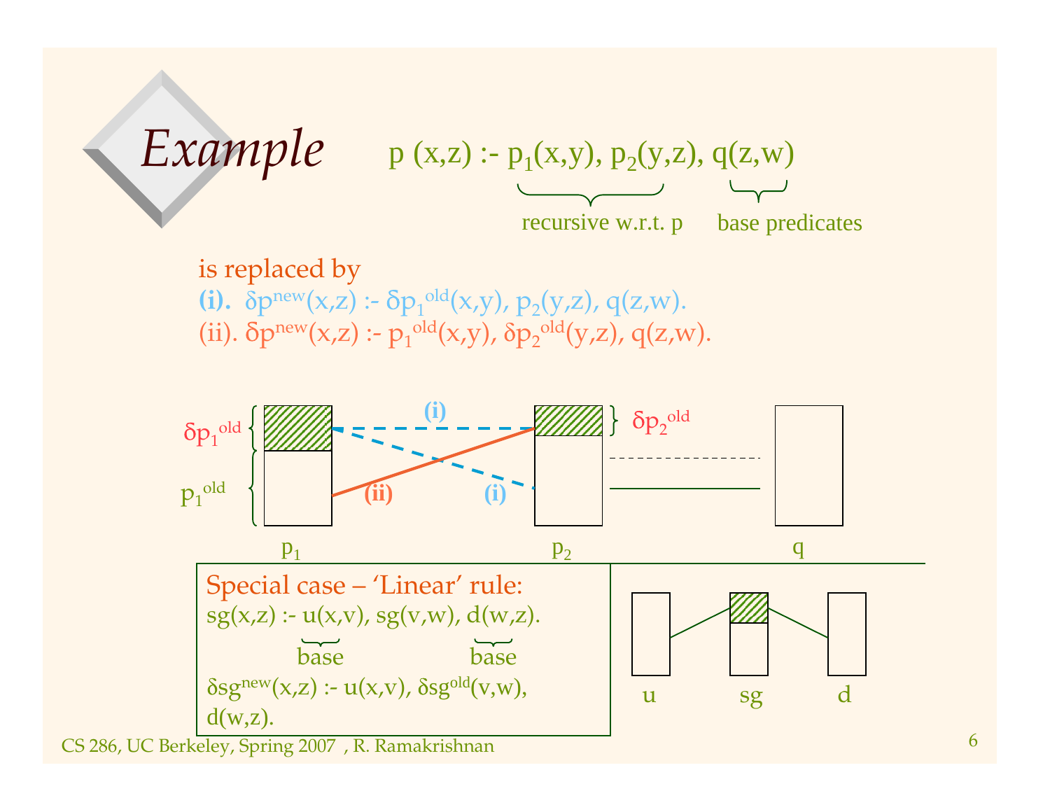# *Example*

$p(x,z) \text{ :- } \underbrace{p_1(x,y),\ p_2(y,z)}_{\text{recursive w.r.t. p}},\ \underbrace{q(z,w)}_{\text{base predicates}}$

is replaced by

**(i).** $\delta p^{new}(x,z) \text{ :- } \delta p_1^{old}(x,y),\ p_2(y,z),\ q(z,w).$

(ii). $\delta p^{new}(x,z) \text{ :- } p_1^{old}(x,y),\ \delta p_2^{old}(y,z),\ q(z,w).$

$\delta p_1^{old}$ | $p_1^{old}$ | (i) | (ii) | (i) | $\delta p_2^{old}$

$p_1$ | $p_2$ | $q$

Special case – 'Linear' rule:

$sg(x,z) \text{ :- } \underbrace{u(x,v)}_{\text{base}},\ sg(v,w),\ \underbrace{d(w,z)}_{\text{base}}.$

$\delta sg^{new}(x,z) \text{ :- } u(x,v),\ \delta sg^{old}(v,w),\ d(w,z).$

u | sg | d

CS 286, UC Berkeley, Spring 2007 , R. Ramakrishnan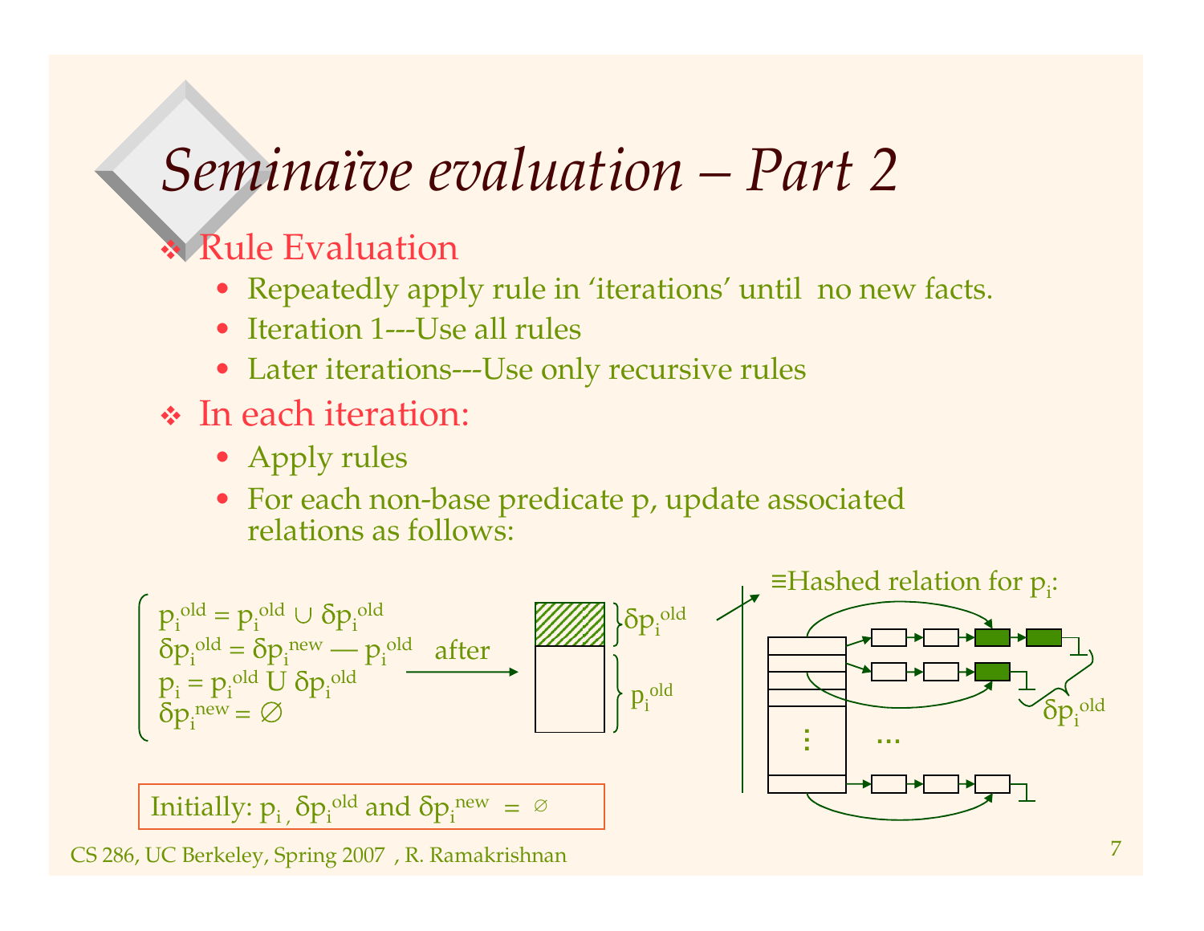# *Seminaïve evaluation – Part 2*

- Rule Evaluation
  - Repeatedly apply rule in 'iterations' until no new facts.
  - Iteration 1---Use all rules
  - Later iterations---Use only recursive rules
- In each iteration:
  - Apply rules
  - For each non-base predicate p, update associated relations as follows:

$$
\begin{cases}
p_i^{old} = p_i^{old} \cup \delta p_i^{old} \\
\delta p_i^{old} = \delta p_i^{new} - p_i^{old} \\
p_i = p_i^{old} \cup \delta p_i^{old} \\
\delta p_i^{new} = \emptyset
\end{cases}
$$

after → $\delta p_i^{old}$ stacked on top of $p_i^{old}$

≡Hashed relation for $p_i$: (bucket chains, with the trailing entries of each chain forming $\delta p_i^{old}$)

Initially: $p_i$, $\delta p_i^{old}$ and $\delta p_i^{new}$ = $\emptyset$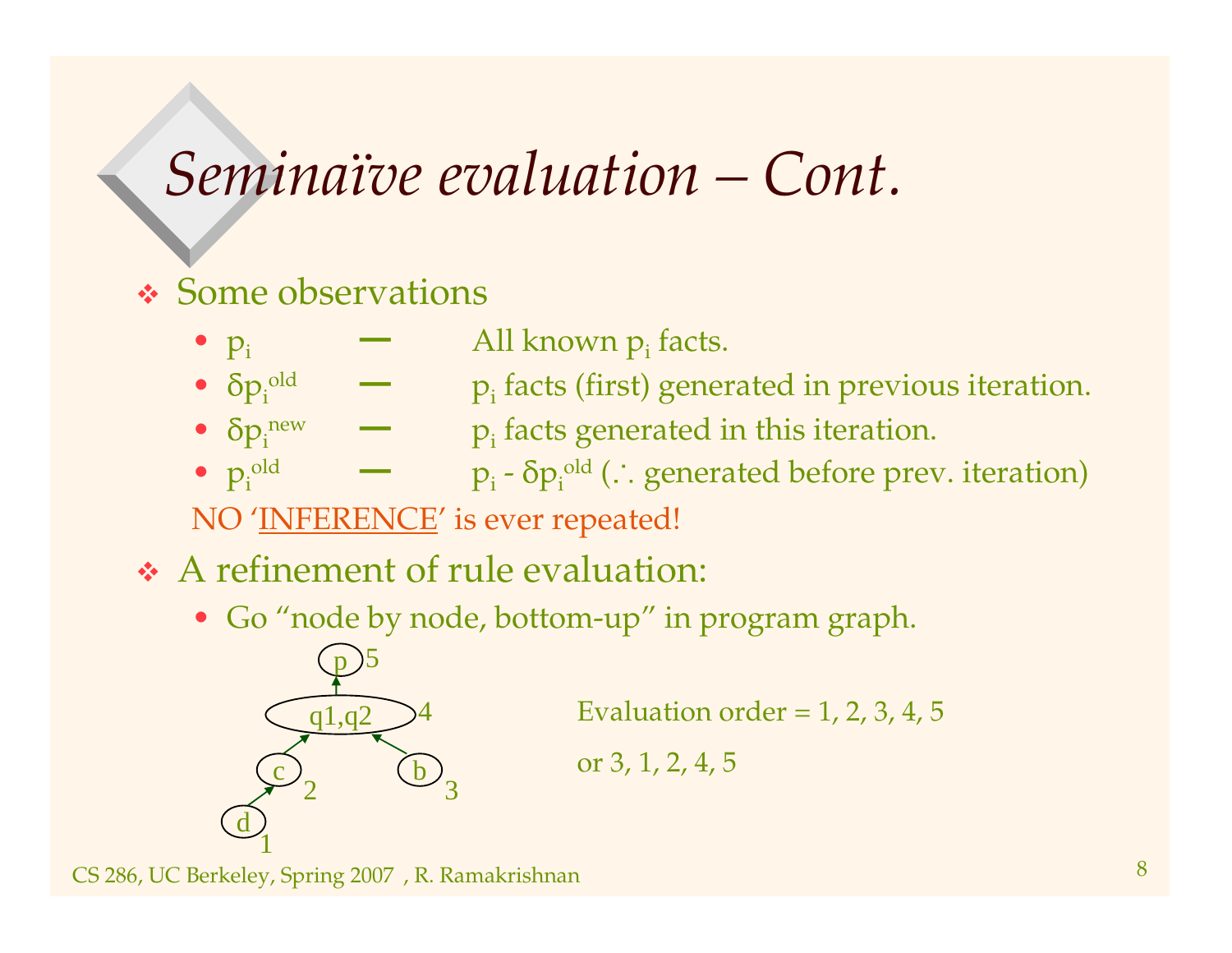# *Seminaïve evaluation – Cont.*

- Some observations
  - $p_i$ — All known $p_i$ facts.
  - $\delta p_i^{old}$ — $p_i$ facts (first) generated in previous iteration.
  - $\delta p_i^{new}$ — $p_i$ facts generated in this iteration.
  - $p_i^{old}$ — $p_i - \delta p_i^{old}$ ($\therefore$ generated before prev. iteration)

  NO '<u>INFERENCE</u>' is ever repeated!

- A refinement of rule evaluation:
  - Go "node by node, bottom-up" in program graph.

```
        p  5
        ^
        |
    ( q1,q2 )  4
      ^     ^
     /       \
   c  2       b  3
   ^
   |
   d  1
```

Evaluation order = 1, 2, 3, 4, 5

or 3, 1, 2, 4, 5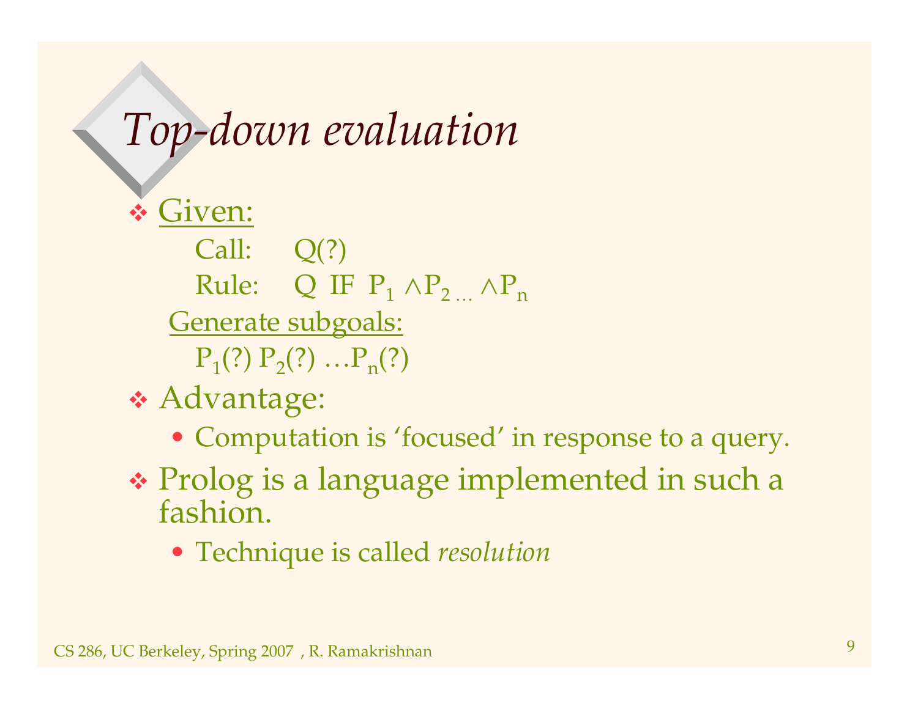# *Top-down evaluation*

- Given:
  - Call: Q(?)
  - Rule: Q IF $P_1 \wedge P_{2\,\ldots} \wedge P_n$
  - Generate subgoals:
  - $P_1$(?) $P_2$(?) …$P_n$(?)
- Advantage:
  - Computation is 'focused' in response to a query.
- Prolog is a language implemented in such a fashion.
  - Technique is called *resolution*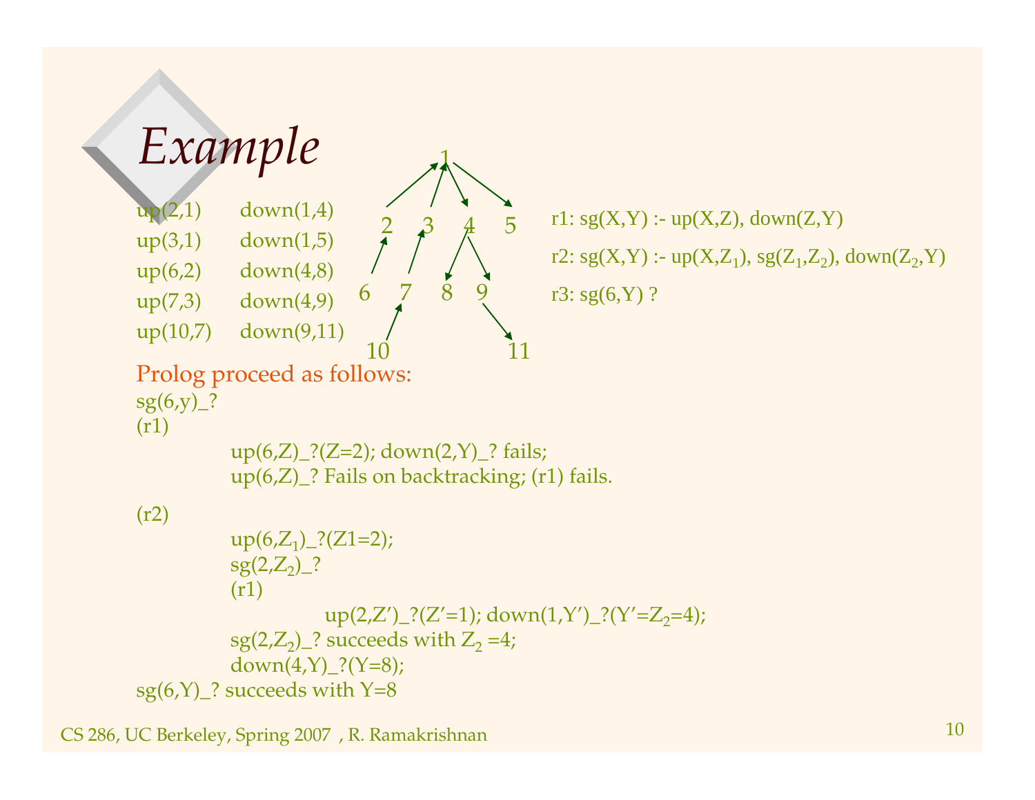# Example

| | |
|---|---|
| up(2,1) | down(1,4) |
| up(3,1) | down(1,5) |
| up(6,2) | down(4,8) |
| up(7,3) | down(4,9) |
| up(10,7) | down(9,11) |

1

2 3 4 5

6 7 8 9

10 11

r1: sg(X,Y) :- up(X,Z), down(Z,Y)

r2: sg(X,Y) :- up(X,$Z_1$), sg($Z_1$,$Z_2$), down($Z_2$,Y)

r3: sg(6,Y) ?

Prolog proceed as follows:

sg(6,y)_?

(r1)

up(6,Z)_?(Z=2); down(2,Y)_? fails;

up(6,Z)_? Fails on backtracking; (r1) fails.

(r2)

up(6,$Z_1$)_?(Z1=2);

sg(2,$Z_2$)_?

(r1)

up(2,Z')_?(Z'=1); down(1,Y')_?(Y'=$Z_2$=4);

sg(2,$Z_2$)_? succeeds with $Z_2$ =4;

down(4,Y)_?(Y=8);

sg(6,Y)_? succeeds with Y=8

CS 286, UC Berkeley, Spring 2007 , R. Ramakrishnan